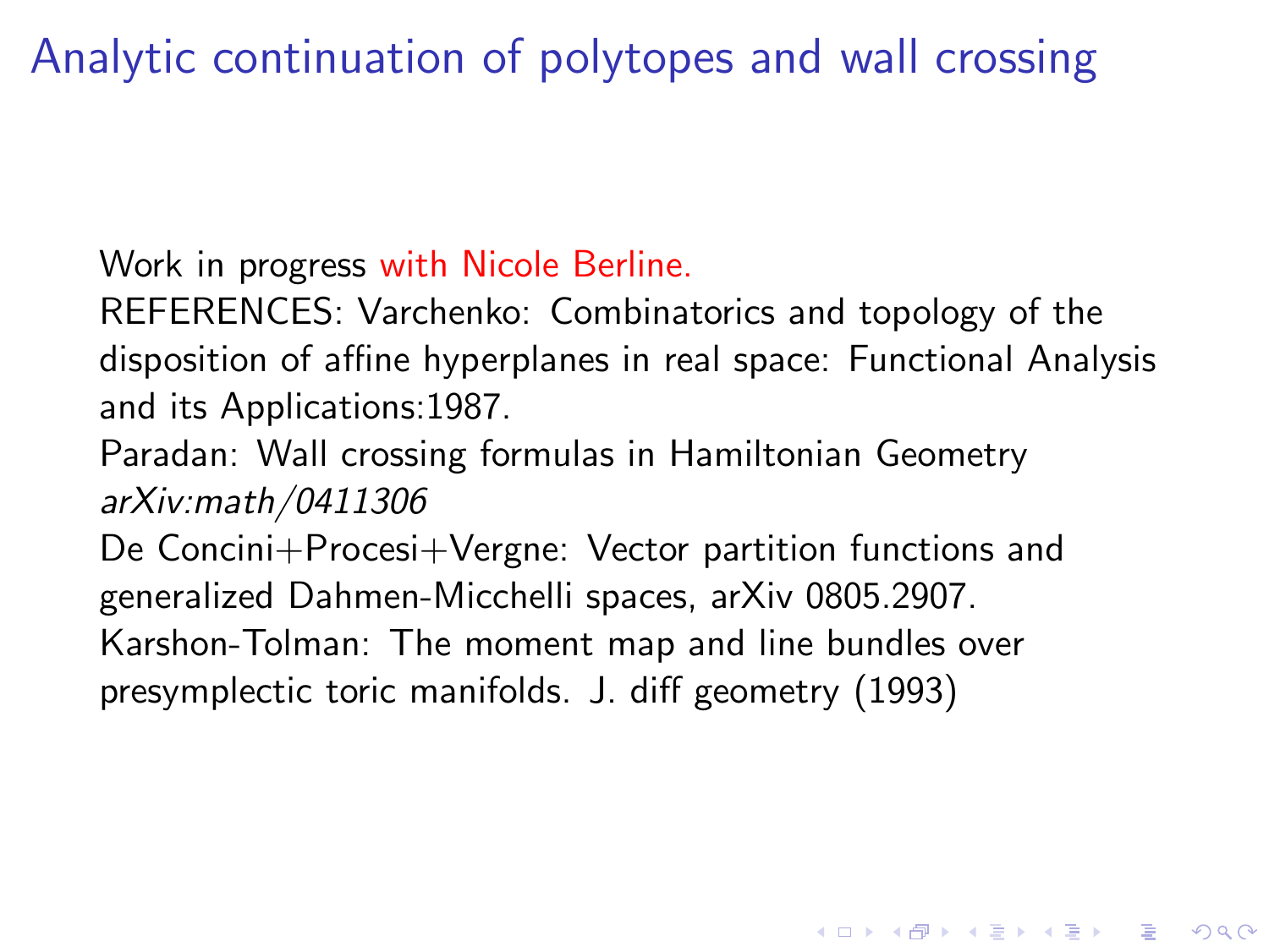# Analytic continuation of polytopes and wall crossing

Work in progress with Nicole Berline.

REFERENCES: Varchenko: Combinatorics and topology of the disposition of affine hyperplanes in real space: Functional Analysis and its Applications:1987.

Paradan: Wall crossing formulas in Hamiltonian Geometry *arXiv:math/0411306*

De Concini+Procesi+Vergne: Vector partition functions and generalized Dahmen-Micchelli spaces, arXiv 0805.2907.

Karshon-Tolman: The moment map and line bundles over presymplectic toric manifolds. J. diff geometry (1993)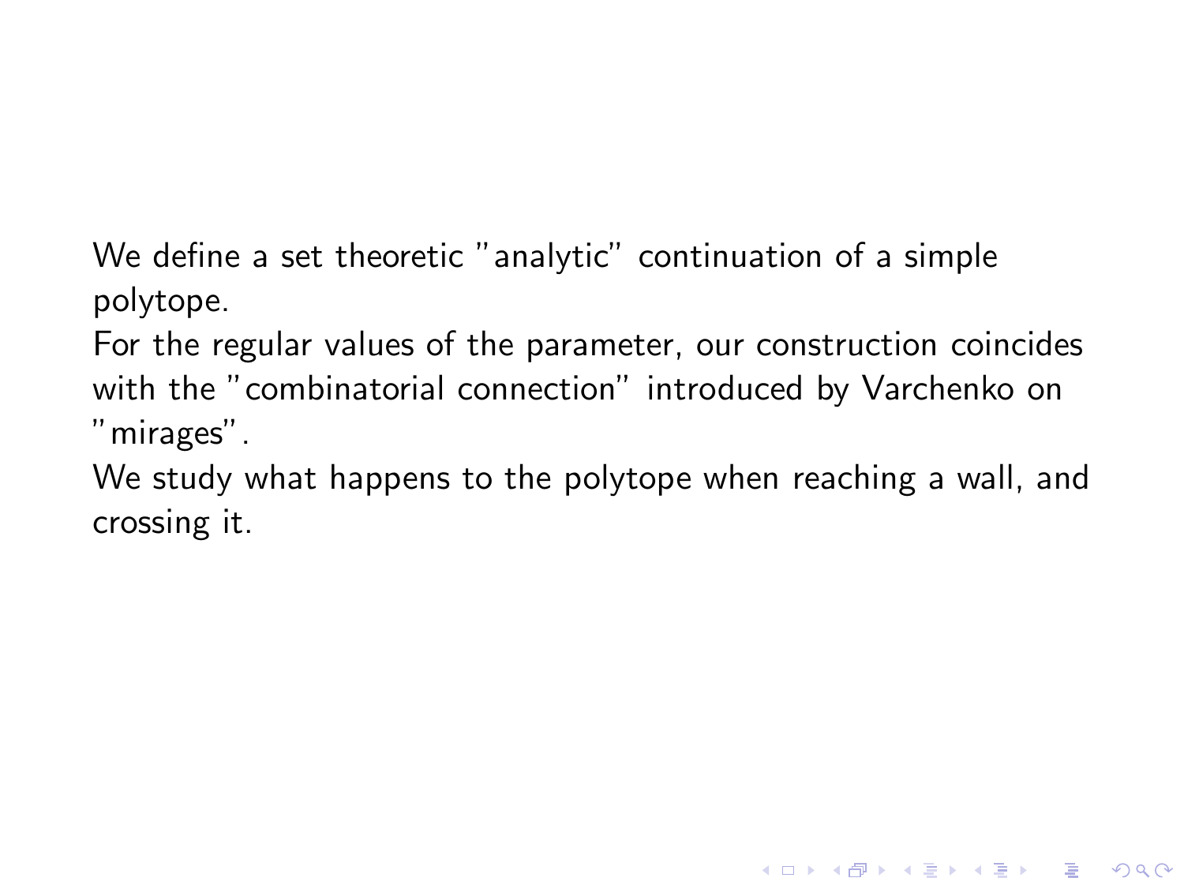We define a set theoretic "analytic" continuation of a simple polytope.

For the regular values of the parameter, our construction coincides with the "combinatorial connection" introduced by Varchenko on "mirages".

We study what happens to the polytope when reaching a wall, and crossing it.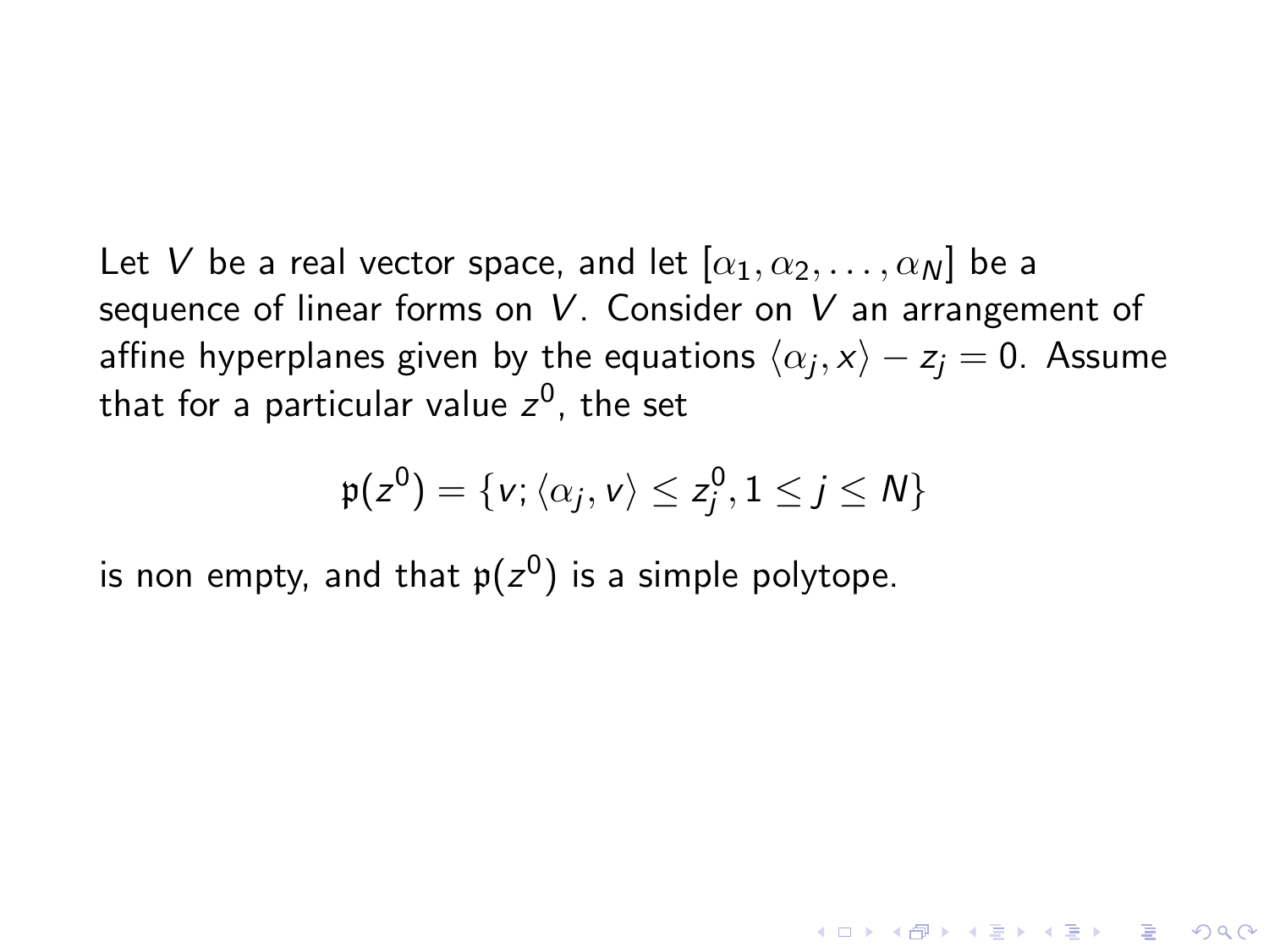Let $V$ be a real vector space, and let $[\alpha_1, \alpha_2, \ldots, \alpha_N]$ be a sequence of linear forms on $V$. Consider on $V$ an arrangement of affine hyperplanes given by the equations $\langle \alpha_j, x \rangle - z_j = 0$. Assume that for a particular value $z^0$, the set

$$\mathfrak{p}(z^0) = \{v; \langle \alpha_j, v \rangle \leq z_j^0, 1 \leq j \leq N\}$$

is non empty, and that $\mathfrak{p}(z^0)$ is a simple polytope.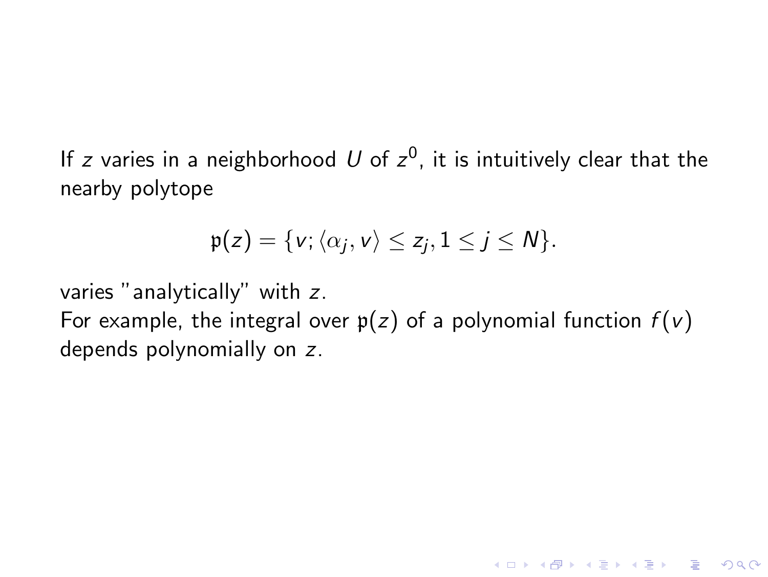If $z$ varies in a neighborhood $U$ of $z^0$, it is intuitively clear that the nearby polytope

$$\mathfrak{p}(z) = \{v; \langle \alpha_j, v \rangle \leq z_j, 1 \leq j \leq N\}.$$

varies "analytically" with $z$.
For example, the integral over $\mathfrak{p}(z)$ of a polynomial function $f(v)$ depends polynomially on $z$.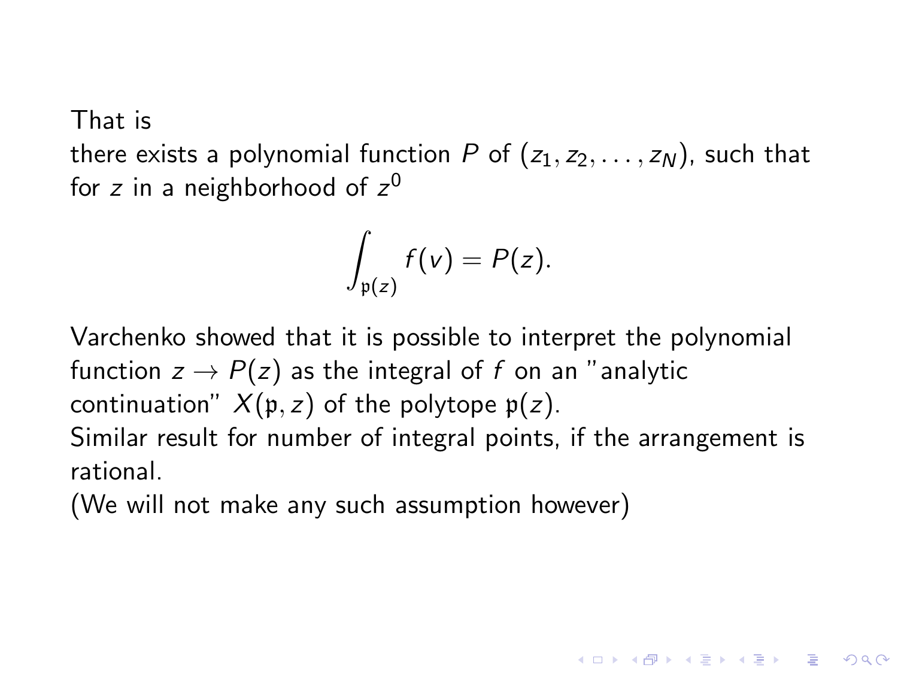That is
there exists a polynomial function $P$ of $(z_1, z_2, \dots, z_N)$, such that for $z$ in a neighborhood of $z^0$

$$\int_{\mathfrak{p}(z)} f(v) = P(z).$$

Varchenko showed that it is possible to interpret the polynomial function $z \to P(z)$ as the integral of $f$ on an "analytic continuation" $X(\mathfrak{p}, z)$ of the polytope $\mathfrak{p}(z)$.
Similar result for number of integral points, if the arrangement is rational.
(We will not make any such assumption however)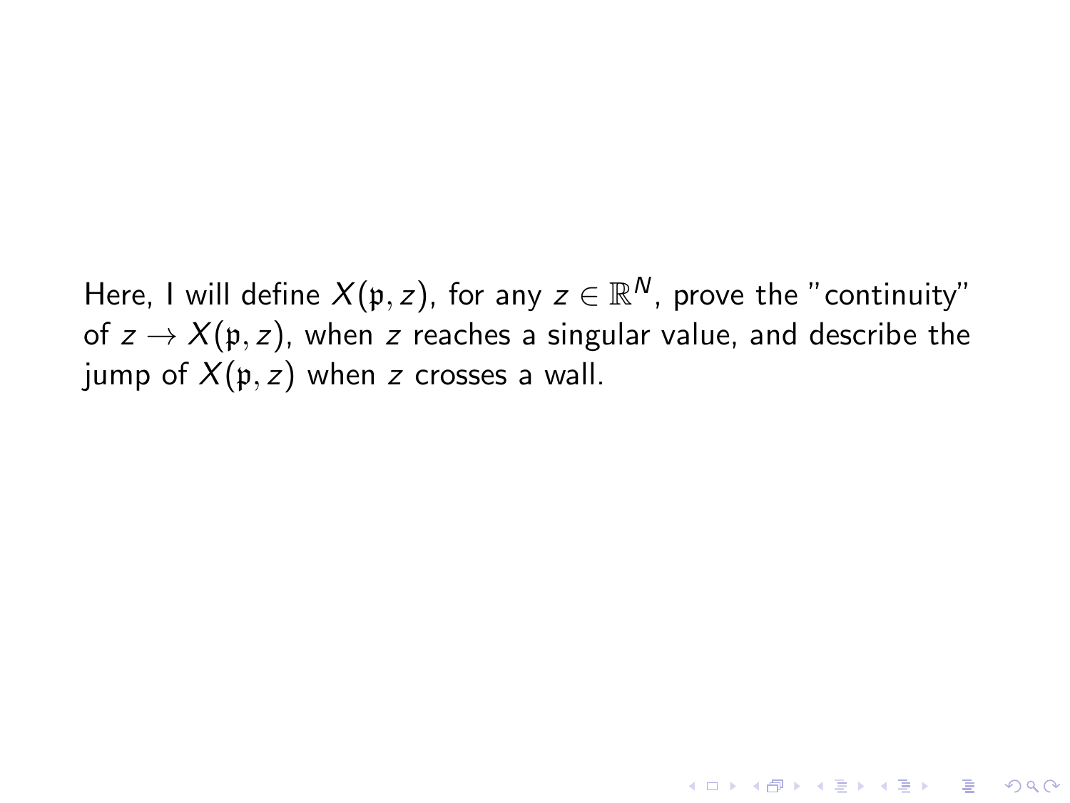Here, I will define $X(\mathfrak{p}, z)$, for any $z \in \mathbb{R}^N$, prove the "continuity" of $z \to X(\mathfrak{p}, z)$, when $z$ reaches a singular value, and describe the jump of $X(\mathfrak{p}, z)$ when $z$ crosses a wall.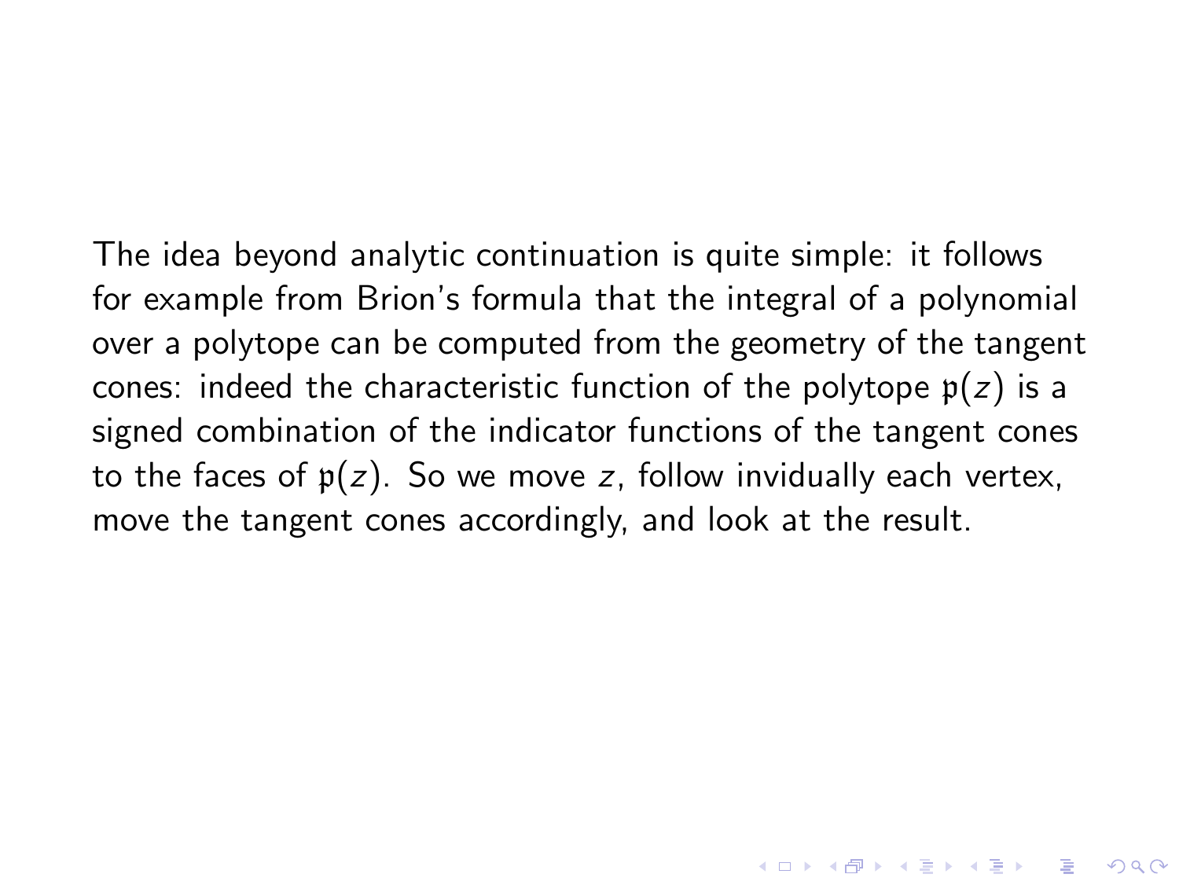The idea beyond analytic continuation is quite simple: it follows for example from Brion's formula that the integral of a polynomial over a polytope can be computed from the geometry of the tangent cones: indeed the characteristic function of the polytope $\mathfrak{p}(z)$ is a signed combination of the indicator functions of the tangent cones to the faces of $\mathfrak{p}(z)$. So we move $z$, follow invidually each vertex, move the tangent cones accordingly, and look at the result.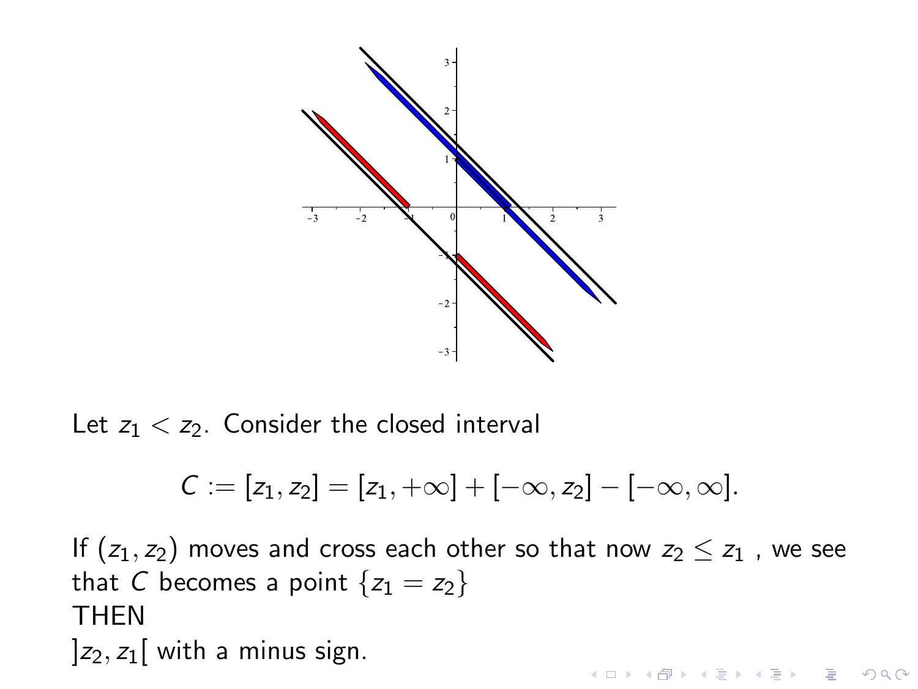Let $z_1 < z_2$. Consider the closed interval

$$C := [z_1, z_2] = [z_1, +\infty] + [-\infty, z_2] - [-\infty, \infty].$$

If $(z_1, z_2)$ moves and cross each other so that now $z_2 \leq z_1$ , we see that $C$ becomes a point $\{z_1 = z_2\}$
THEN
$]z_2, z_1[$ with a minus sign.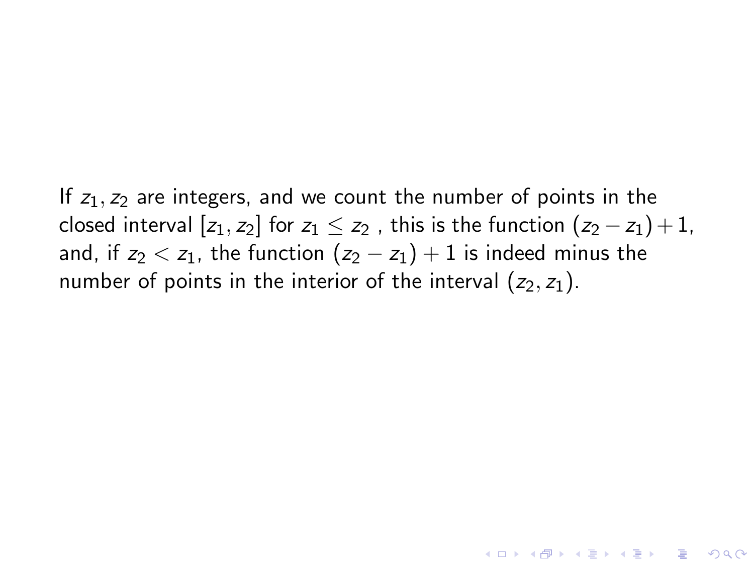If $z_1, z_2$ are integers, and we count the number of points in the closed interval $[z_1, z_2]$ for $z_1 \leq z_2$ , this is the function $(z_2 - z_1) + 1$, and, if $z_2 < z_1$, the function $(z_2 - z_1) + 1$ is indeed minus the number of points in the interior of the interval $(z_2, z_1)$.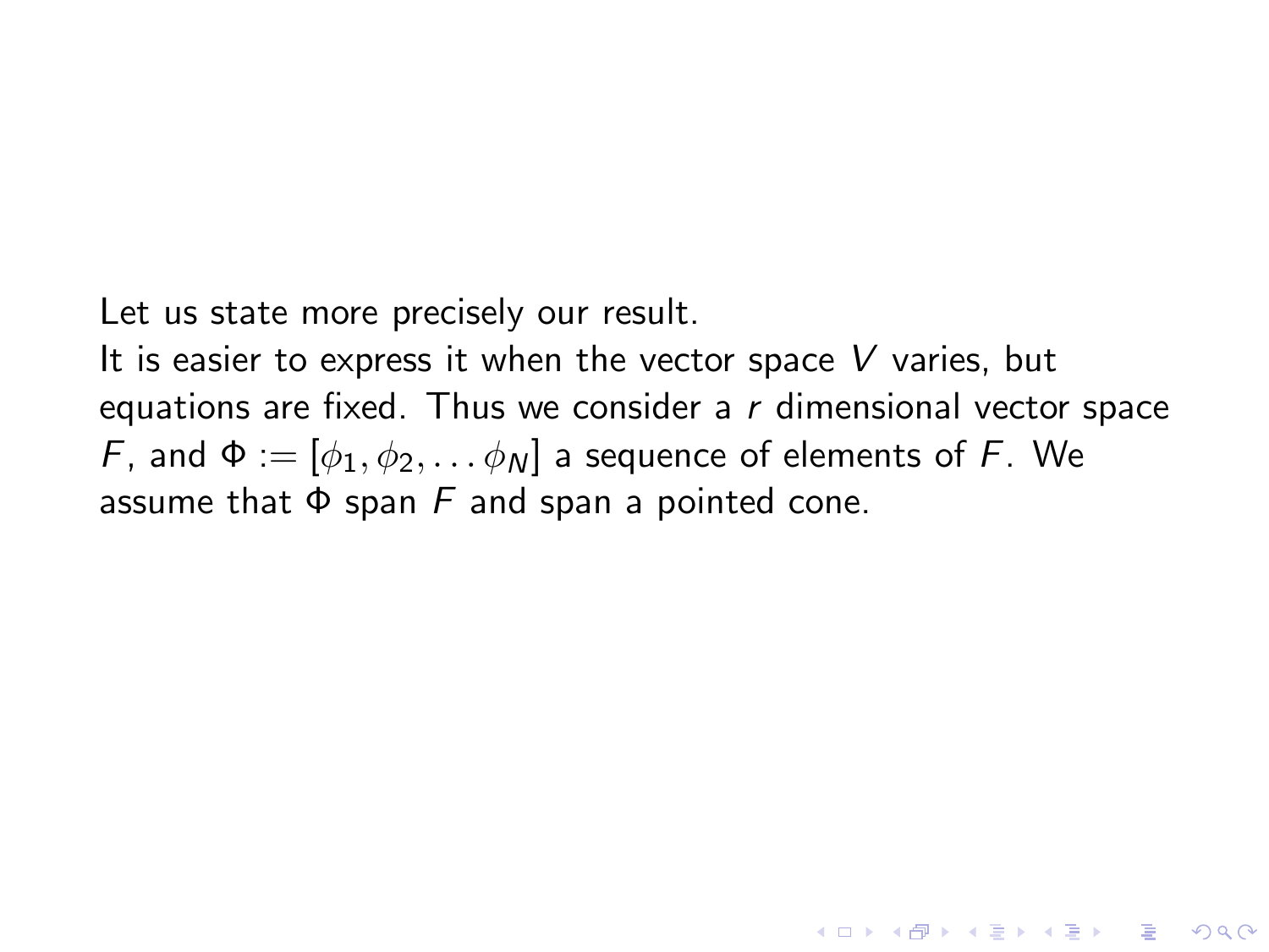Let us state more precisely our result.

It is easier to express it when the vector space $V$ varies, but equations are fixed. Thus we consider a $r$ dimensional vector space $F$, and $\Phi := [\phi_1, \phi_2, \ldots \phi_N]$ a sequence of elements of $F$. We assume that $\Phi$ span $F$ and span a pointed cone.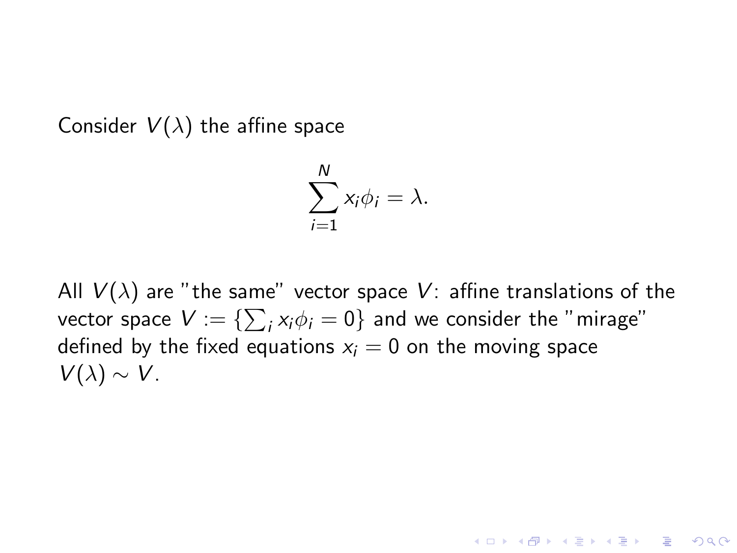Consider $V(\lambda)$ the affine space

$$\sum_{i=1}^{N} x_i \phi_i = \lambda.$$

All $V(\lambda)$ are "the same" vector space $V$: affine translations of the vector space $V := \{\sum_i x_i \phi_i = 0\}$ and we consider the "mirage" defined by the fixed equations $x_i = 0$ on the moving space $V(\lambda) \sim V$.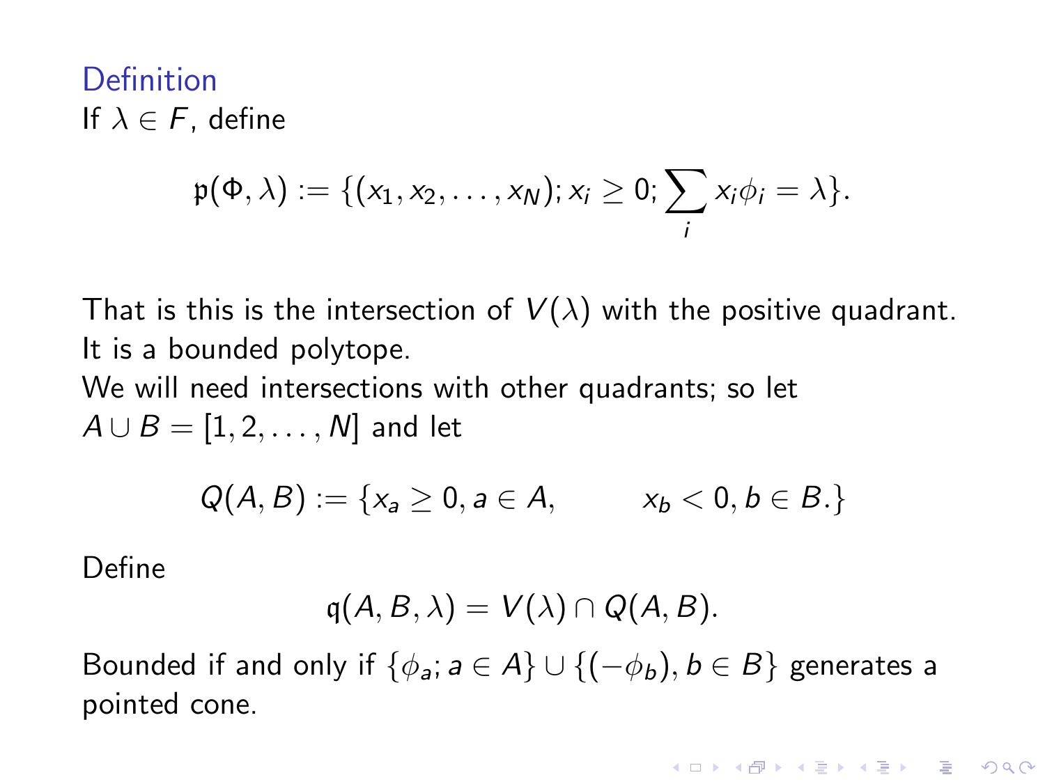### Definition

If $\lambda \in F$, define

$$\mathfrak{p}(\Phi, \lambda) := \{(x_1, x_2, \ldots, x_N); x_i \geq 0; \sum_i x_i \phi_i = \lambda\}.$$

That is this is the intersection of $V(\lambda)$ with the positive quadrant.
It is a bounded polytope.
We will need intersections with other quadrants; so let $A \cup B = [1, 2, \ldots, N]$ and let

$$Q(A, B) := \{x_a \geq 0, a \in A, \qquad x_b < 0, b \in B.\}$$

Define

$$\mathfrak{q}(A, B, \lambda) = V(\lambda) \cap Q(A, B).$$

Bounded if and only if $\{\phi_a; a \in A\} \cup \{(-\phi_b), b \in B\}$ generates a pointed cone.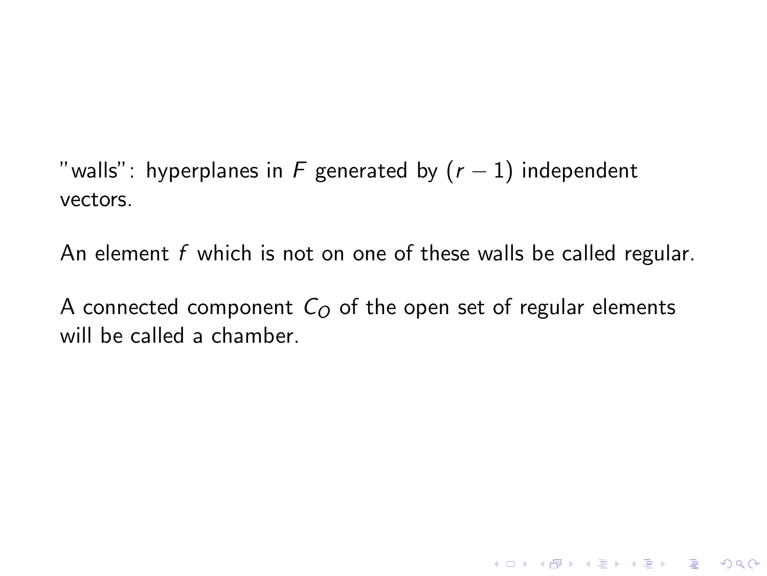"walls": hyperplanes in $F$ generated by $(r-1)$ independent vectors.

An element $f$ which is not on one of these walls be called regular.

A connected component $C_O$ of the open set of regular elements will be called a chamber.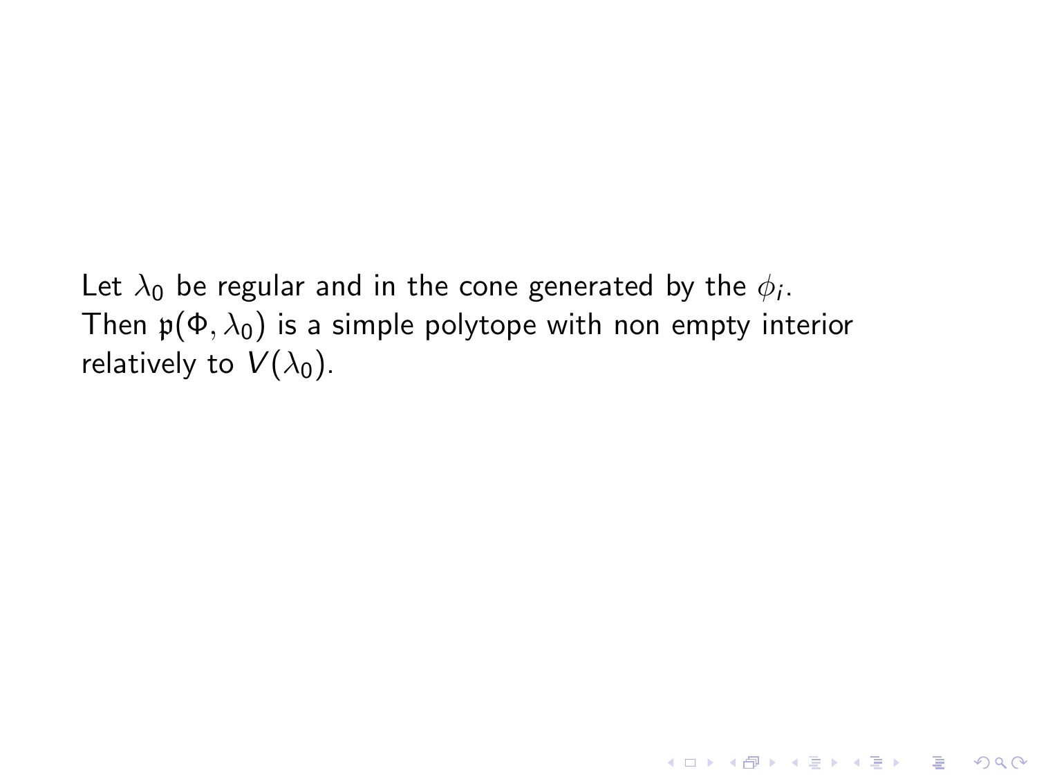Let $\lambda_0$ be regular and in the cone generated by the $\phi_i$. Then $\mathfrak{p}(\Phi, \lambda_0)$ is a simple polytope with non empty interior relatively to $V(\lambda_0)$.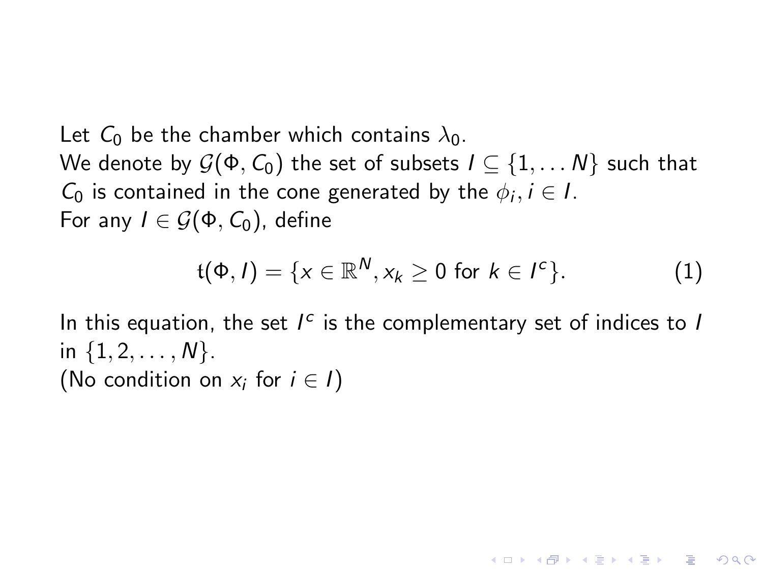Let $C_0$ be the chamber which contains $\lambda_0$.
We denote by $\mathcal{G}(\Phi, C_0)$ the set of subsets $I \subseteq \{1, \ldots N\}$ such that $C_0$ is contained in the cone generated by the $\phi_i, i \in I$.
For any $I \in \mathcal{G}(\Phi, C_0)$, define

$$\mathfrak{t}(\Phi, I) = \{x \in \mathbb{R}^N, x_k \geq 0 \text{ for } k \in I^c\}. \tag{1}$$

In this equation, the set $I^c$ is the complementary set of indices to $I$ in $\{1, 2, \ldots, N\}$.
(No condition on $x_i$ for $i \in I$)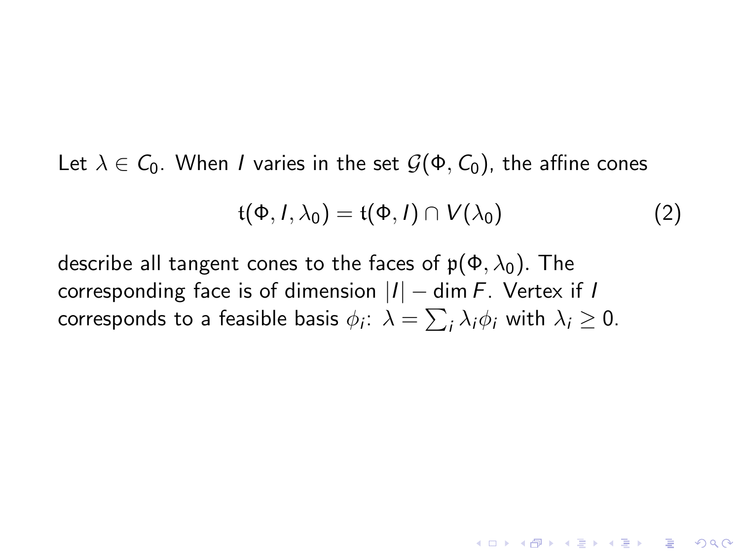Let $\lambda \in C_0$. When $I$ varies in the set $\mathcal{G}(\Phi, C_0)$, the affine cones

$$\mathfrak{t}(\Phi, I, \lambda_0) = \mathfrak{t}(\Phi, I) \cap V(\lambda_0) \tag{2}$$

describe all tangent cones to the faces of $\mathfrak{p}(\Phi, \lambda_0)$. The corresponding face is of dimension $|I| - \dim F$. Vertex if $I$ corresponds to a feasible basis $\phi_i$: $\lambda = \sum_i \lambda_i \phi_i$ with $\lambda_i \geq 0$.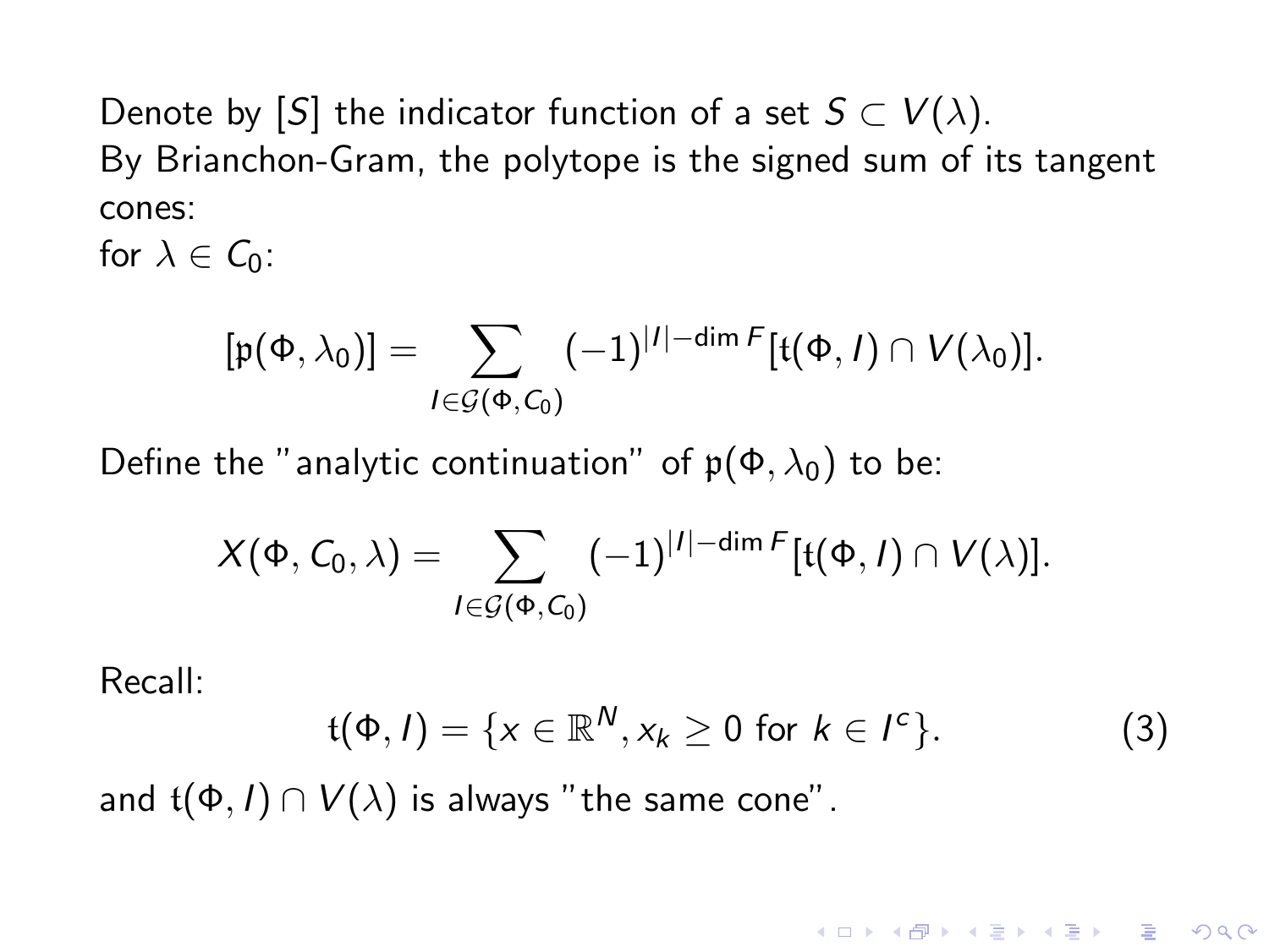Denote by $[S]$ the indicator function of a set $S \subset V(\lambda)$.
By Brianchon-Gram, the polytope is the signed sum of its tangent cones:
for $\lambda \in C_0$:

$$[\mathfrak{p}(\Phi, \lambda_0)] = \sum_{I \in \mathcal{G}(\Phi, C_0)} (-1)^{|I| - \dim F} [\mathfrak{t}(\Phi, I) \cap V(\lambda_0)].$$

Define the "analytic continuation" of $\mathfrak{p}(\Phi, \lambda_0)$ to be:

$$X(\Phi, C_0, \lambda) = \sum_{I \in \mathcal{G}(\Phi, C_0)} (-1)^{|I| - \dim F} [\mathfrak{t}(\Phi, I) \cap V(\lambda)].$$

Recall:

$$\mathfrak{t}(\Phi, I) = \{x \in \mathbb{R}^N, x_k \geq 0 \text{ for } k \in I^c\}. \tag{3}$$

and $\mathfrak{t}(\Phi, I) \cap V(\lambda)$ is always "the same cone".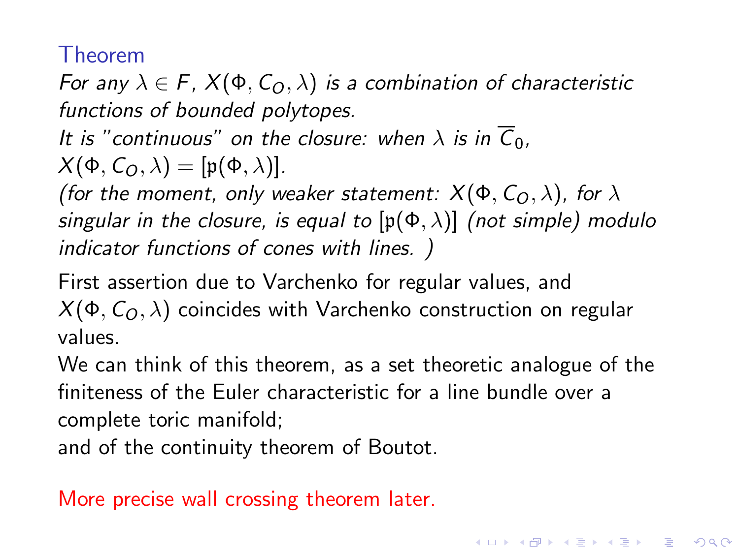**Theorem**

*For any $\lambda \in F$, $X(\Phi, C_O, \lambda)$ is a combination of characteristic functions of bounded polytopes.*
*It is "continuous" on the closure: when $\lambda$ is in $\overline{C}_0$, $X(\Phi, C_O, \lambda) = [\mathfrak{p}(\Phi, \lambda)]$.*
*(for the moment, only weaker statement: $X(\Phi, C_O, \lambda)$, for $\lambda$ singular in the closure, is equal to $[\mathfrak{p}(\Phi, \lambda)]$ (not simple) modulo indicator functions of cones with lines. )*

First assertion due to Varchenko for regular values, and $X(\Phi, C_O, \lambda)$ coincides with Varchenko construction on regular values.
We can think of this theorem, as a set theoretic analogue of the finiteness of the Euler characteristic for a line bundle over a complete toric manifold;
and of the continuity theorem of Boutot.

More precise wall crossing theorem later.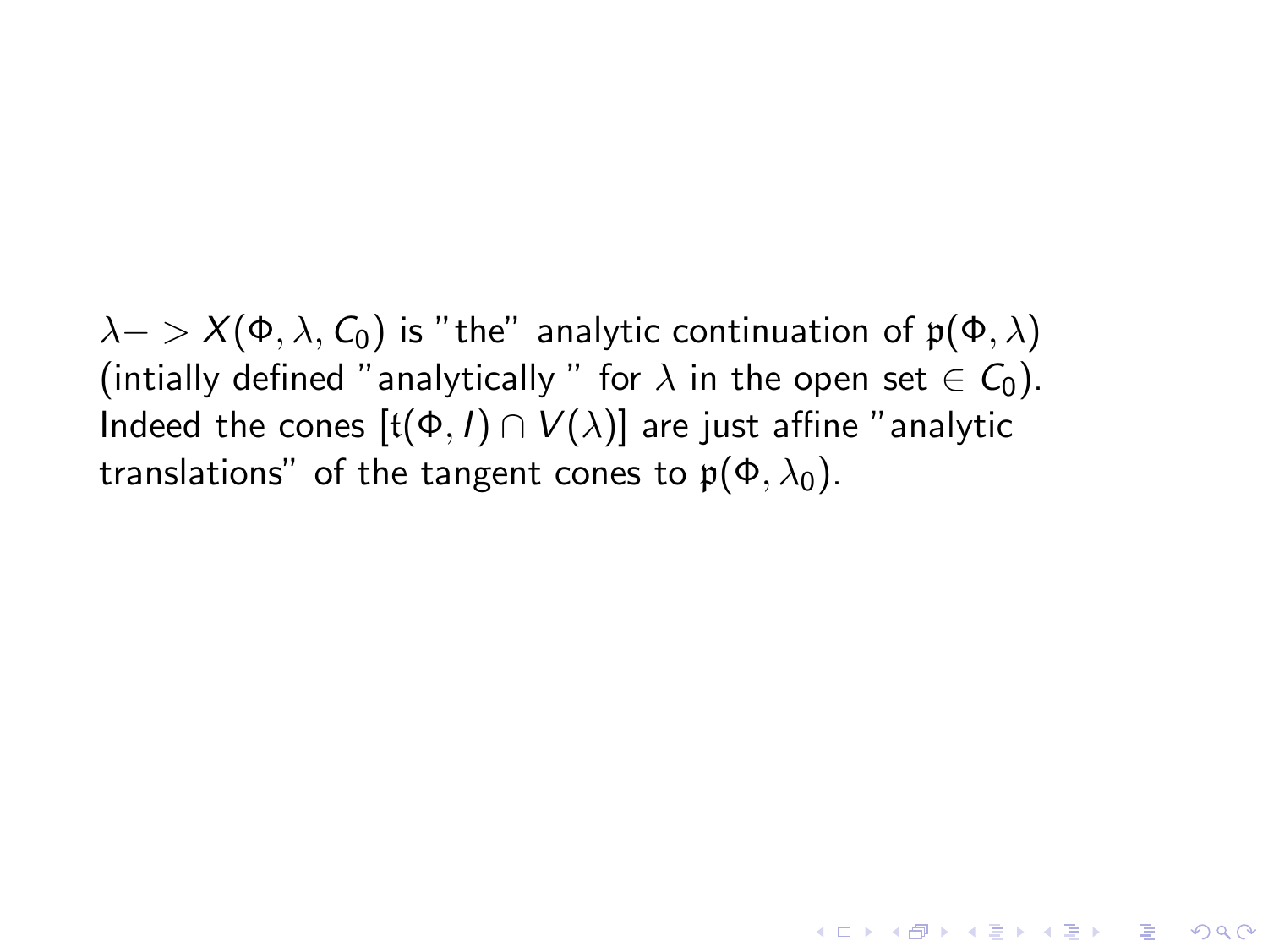$\lambda -> X(\Phi, \lambda, C_0)$ is "the" analytic continuation of $\mathfrak{p}(\Phi, \lambda)$ (intially defined "analytically " for $\lambda$ in the open set $\in C_0$). Indeed the cones $[\mathfrak{t}(\Phi, I) \cap V(\lambda)]$ are just affine "analytic translations" of the tangent cones to $\mathfrak{p}(\Phi, \lambda_0)$.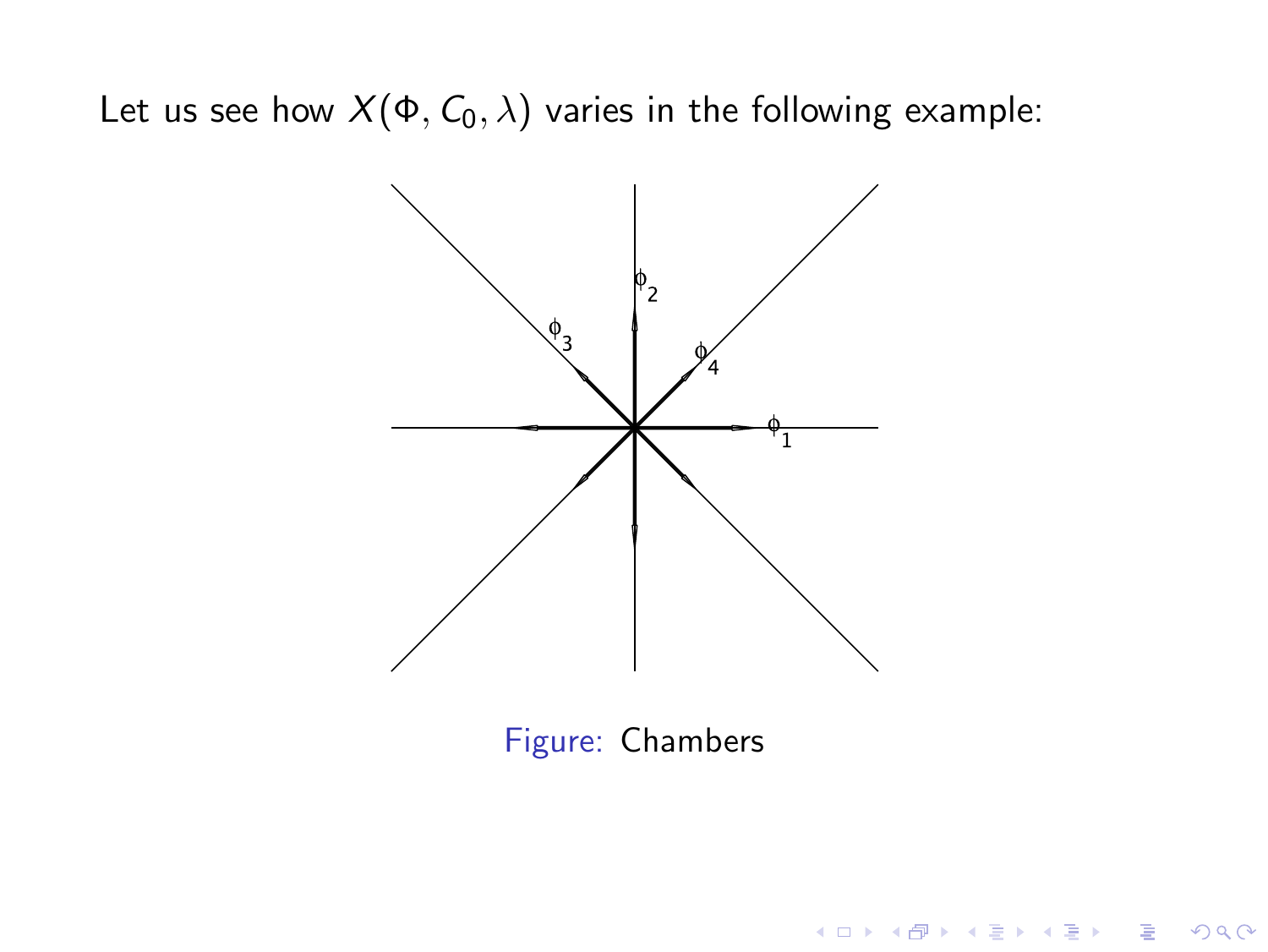Let us see how $X(\Phi, C_0, \lambda)$ varies in the following example:

Figure: Chambers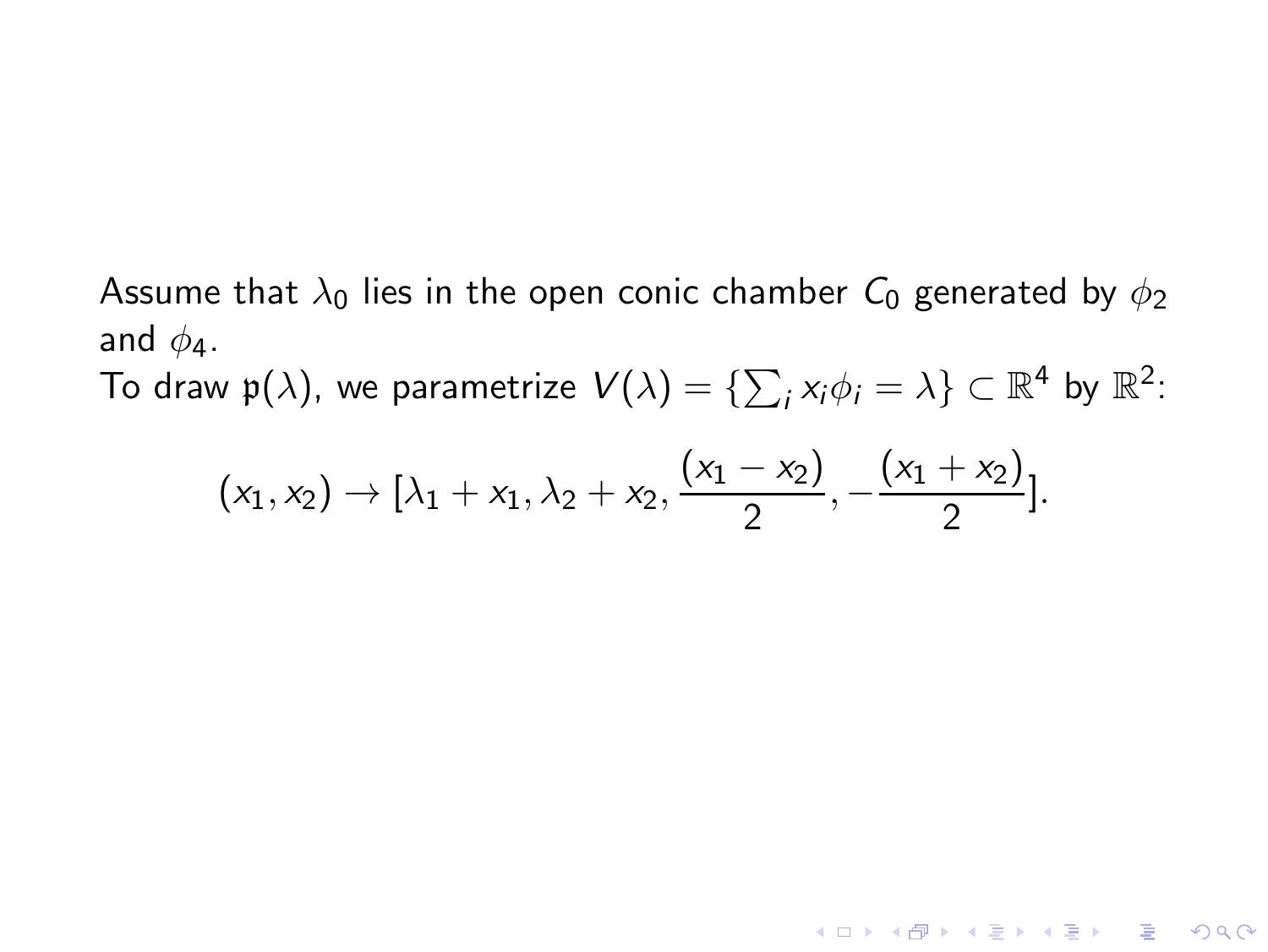Assume that $\lambda_0$ lies in the open conic chamber $C_0$ generated by $\phi_2$ and $\phi_4$.
To draw $\mathfrak{p}(\lambda)$, we parametrize $V(\lambda) = \{\sum_i x_i \phi_i = \lambda\} \subset \mathbb{R}^4$ by $\mathbb{R}^2$:

$$(x_1, x_2) \to [\lambda_1 + x_1, \lambda_2 + x_2, \frac{(x_1 - x_2)}{2}, -\frac{(x_1 + x_2)}{2}].$$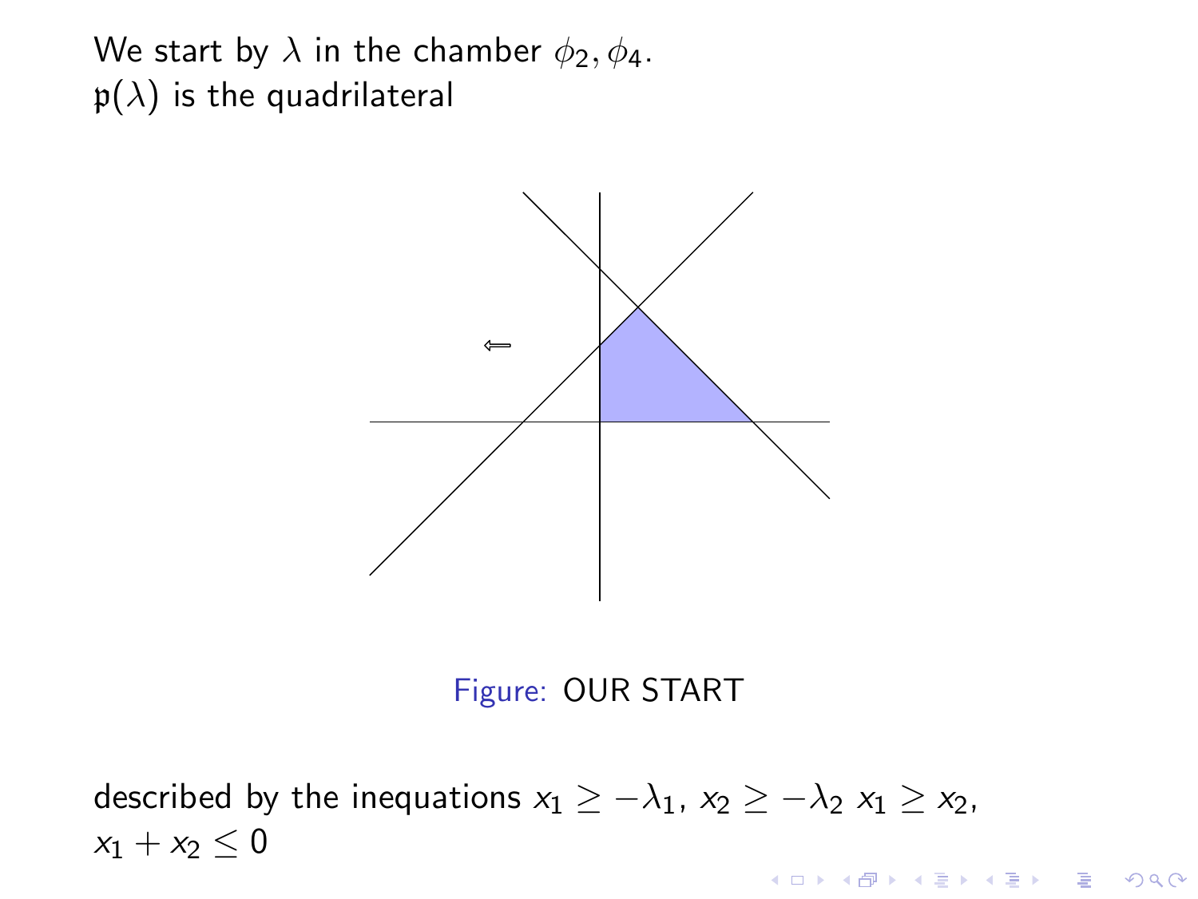We start by $\lambda$ in the chamber $\phi_2, \phi_4$.
$\mathfrak{p}(\lambda)$ is the quadrilateral

Figure: OUR START

described by the inequations $x_1 \geq -\lambda_1$, $x_2 \geq -\lambda_2$ $x_1 \geq x_2$, $x_1 + x_2 \leq 0$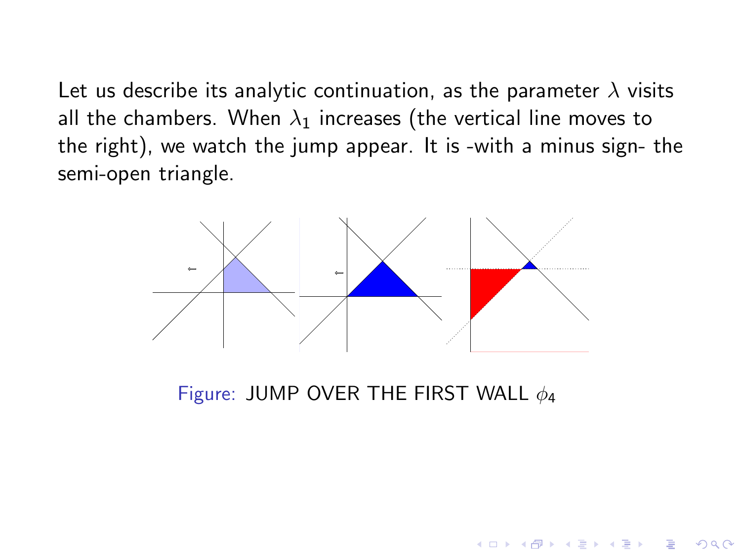Let us describe its analytic continuation, as the parameter $\lambda$ visits all the chambers. When $\lambda_1$ increases (the vertical line moves to the right), we watch the jump appear. It is -with a minus sign- the semi-open triangle.

Figure: JUMP OVER THE FIRST WALL $\phi_4$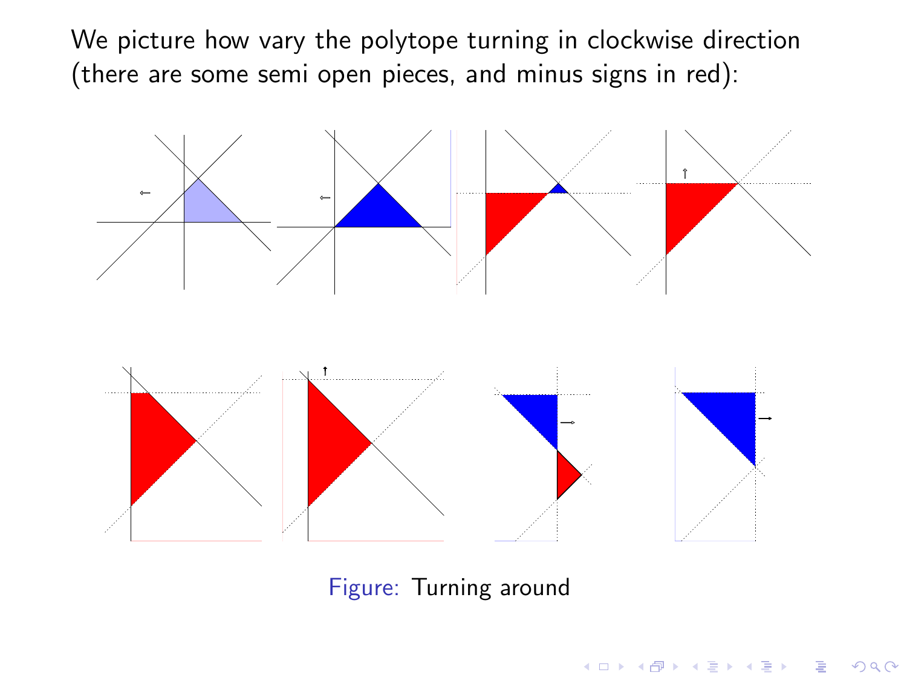We picture how vary the polytope turning in clockwise direction (there are some semi open pieces, and minus signs in red):

Figure: Turning around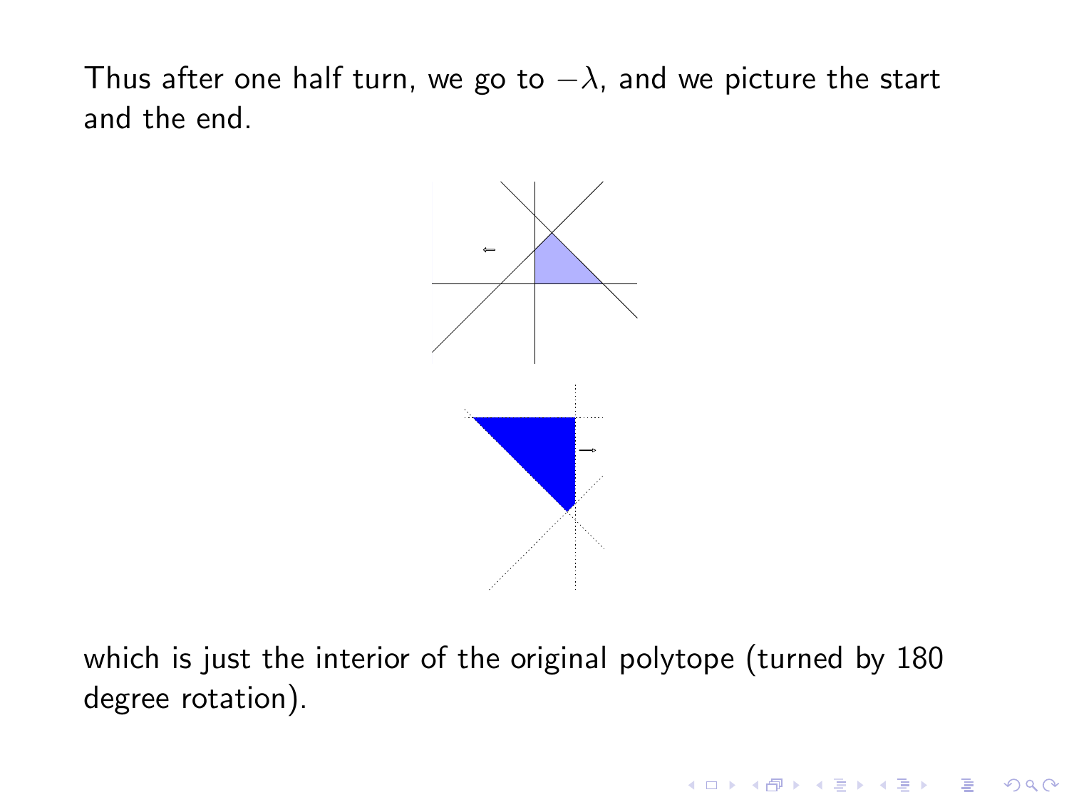Thus after one half turn, we go to $-\lambda$, and we picture the start and the end.

which is just the interior of the original polytope (turned by 180 degree rotation).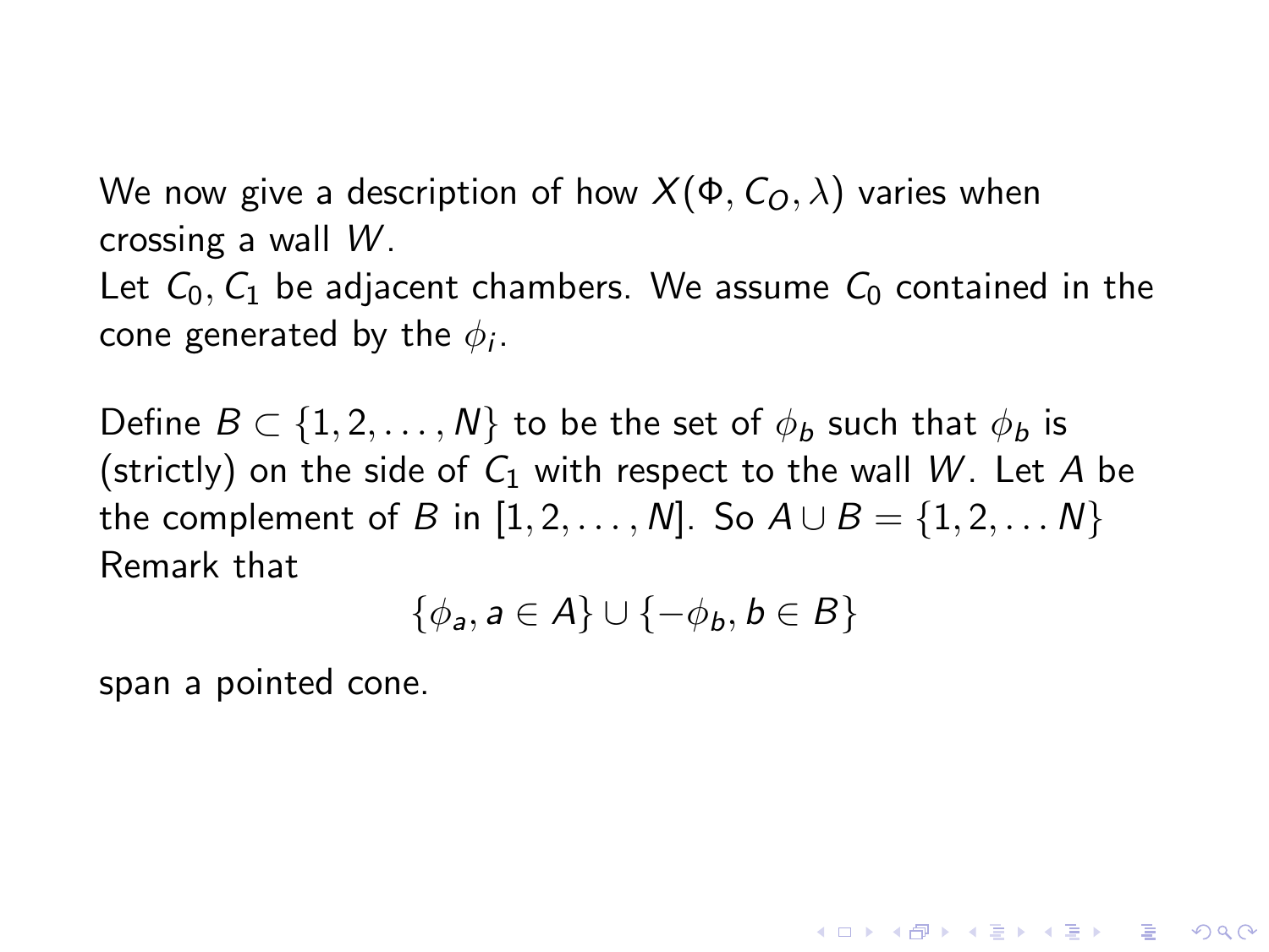We now give a description of how $X(\Phi, C_O, \lambda)$ varies when crossing a wall $W$.
Let $C_0, C_1$ be adjacent chambers. We assume $C_0$ contained in the cone generated by the $\phi_i$.

Define $B \subset \{1, 2, \ldots, N\}$ to be the set of $\phi_b$ such that $\phi_b$ is (strictly) on the side of $C_1$ with respect to the wall $W$. Let $A$ be the complement of $B$ in $[1, 2, \ldots, N]$. So $A \cup B = \{1, 2, \ldots N\}$
Remark that

$$\{\phi_a, a \in A\} \cup \{-\phi_b, b \in B\}$$

span a pointed cone.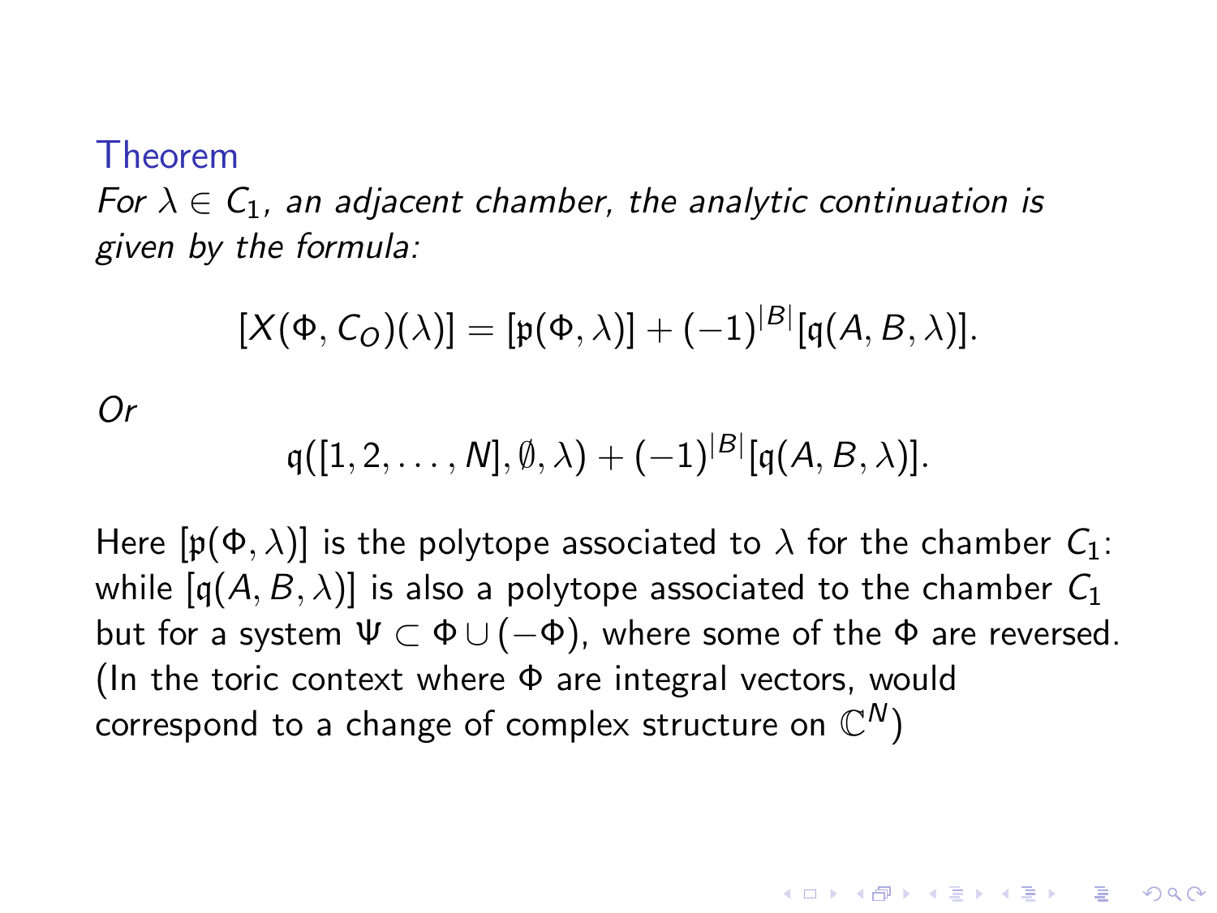**Theorem**

*For $\lambda \in C_1$, an adjacent chamber, the analytic continuation is given by the formula:*

$$[X(\Phi, C_O)(\lambda)] = [\mathfrak{p}(\Phi, \lambda)] + (-1)^{|B|}[\mathfrak{q}(A, B, \lambda)].$$

*Or*

$$\mathfrak{q}([1, 2, \ldots, N], \emptyset, \lambda) + (-1)^{|B|}[\mathfrak{q}(A, B, \lambda)].$$

Here $[\mathfrak{p}(\Phi, \lambda)]$ is the polytope associated to $\lambda$ for the chamber $C_1$: while $[\mathfrak{q}(A, B, \lambda)]$ is also a polytope associated to the chamber $C_1$ but for a system $\Psi \subset \Phi \cup (-\Phi)$, where some of the $\Phi$ are reversed. (In the toric context where $\Phi$ are integral vectors, would correspond to a change of complex structure on $\mathbb{C}^N$)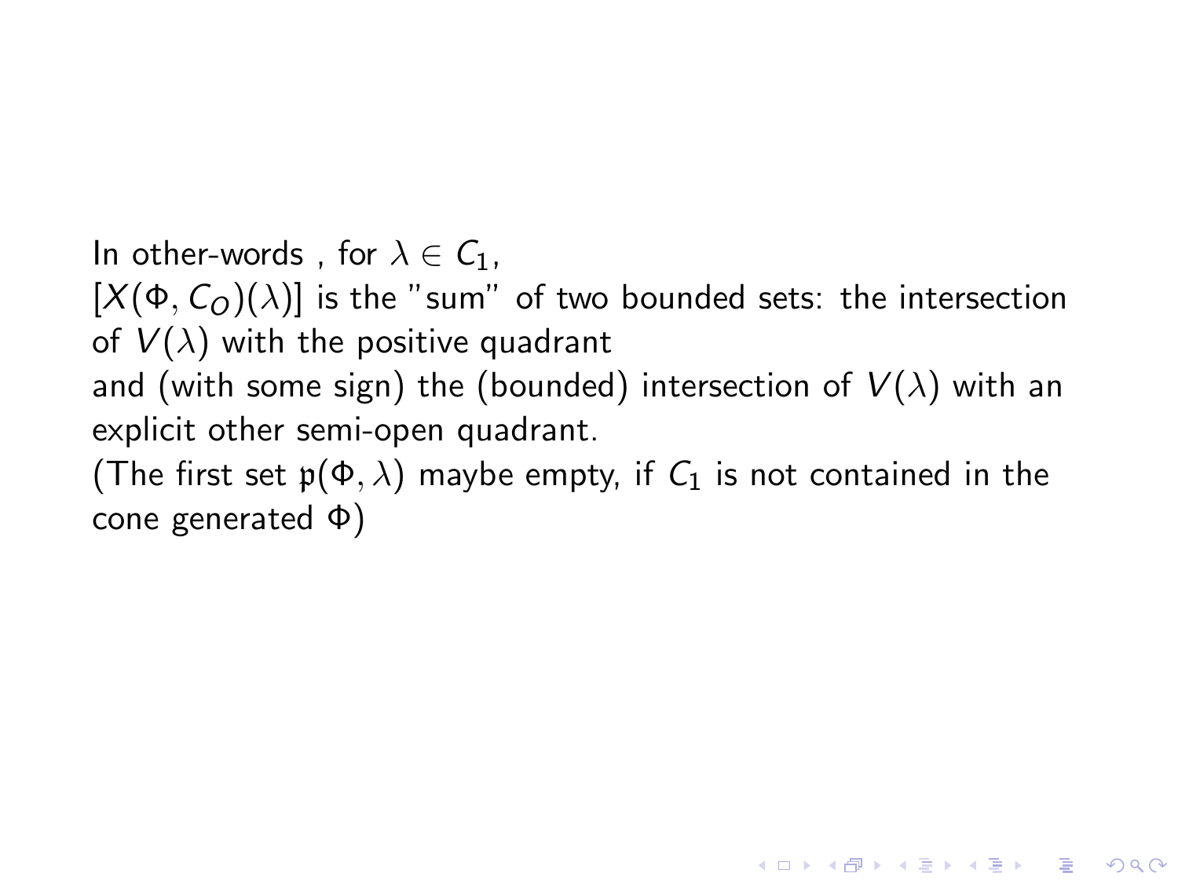In other-words , for $\lambda \in C_1$,
$[X(\Phi, C_O)(\lambda)]$ is the "sum" of two bounded sets: the intersection of $V(\lambda)$ with the positive quadrant
and (with some sign) the (bounded) intersection of $V(\lambda)$ with an explicit other semi-open quadrant.
(The first set $\mathfrak{p}(\Phi, \lambda)$ maybe empty, if $C_1$ is not contained in the cone generated $\Phi$)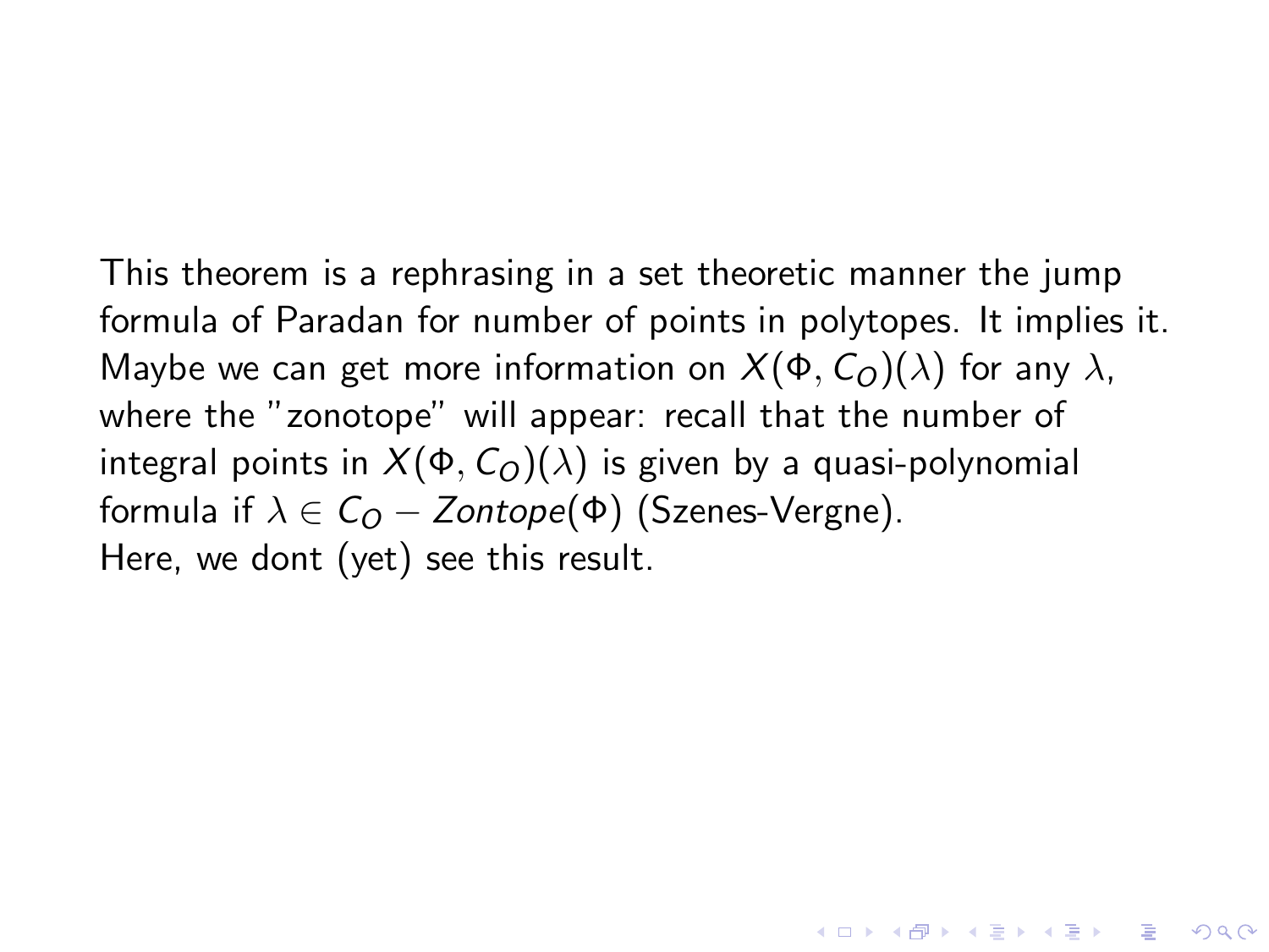This theorem is a rephrasing in a set theoretic manner the jump formula of Paradan for number of points in polytopes. It implies it. Maybe we can get more information on $X(\Phi, C_O)(\lambda)$ for any $\lambda$, where the "zonotope" will appear: recall that the number of integral points in $X(\Phi, C_O)(\lambda)$ is given by a quasi-polynomial formula if $\lambda \in C_O - Zontope(\Phi)$ (Szenes-Vergne).
Here, we dont (yet) see this result.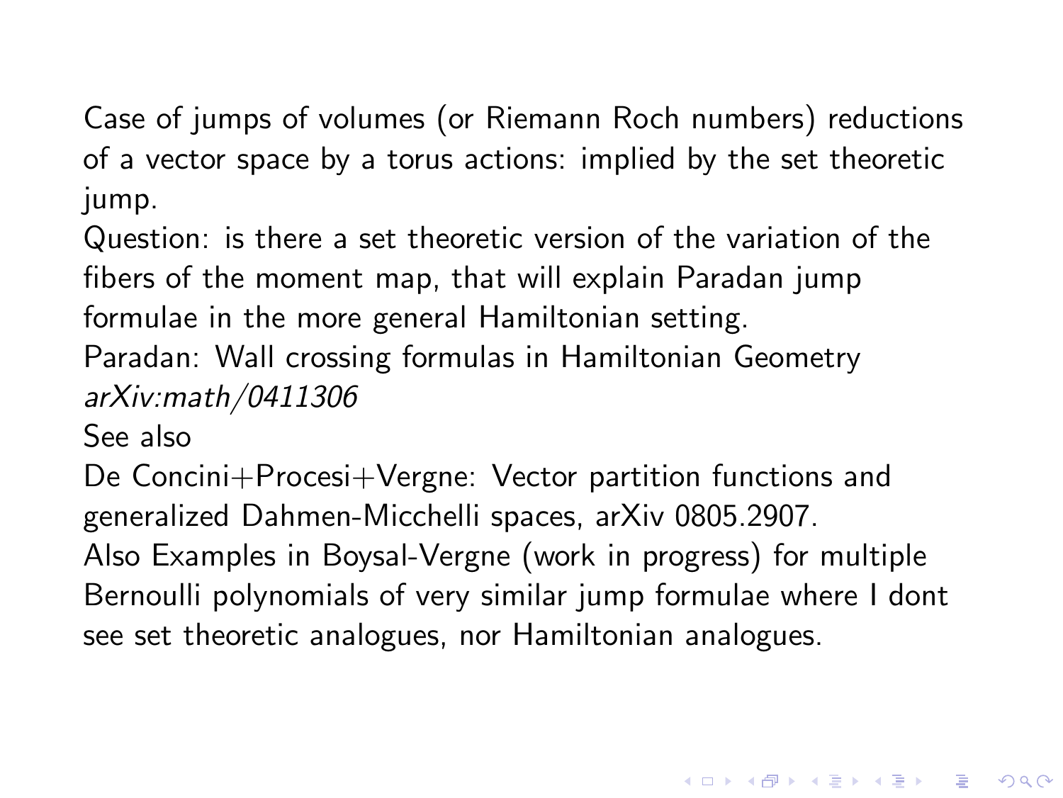Case of jumps of volumes (or Riemann Roch numbers) reductions of a vector space by a torus actions: implied by the set theoretic jump.

Question: is there a set theoretic version of the variation of the fibers of the moment map, that will explain Paradan jump formulae in the more general Hamiltonian setting.

Paradan: Wall crossing formulas in Hamiltonian Geometry *arXiv:math/0411306*

See also

De Concini+Procesi+Vergne: Vector partition functions and generalized Dahmen-Micchelli spaces, arXiv 0805.2907.

Also Examples in Boysal-Vergne (work in progress) for multiple Bernoulli polynomials of very similar jump formulae where I dont see set theoretic analogues, nor Hamiltonian analogues.